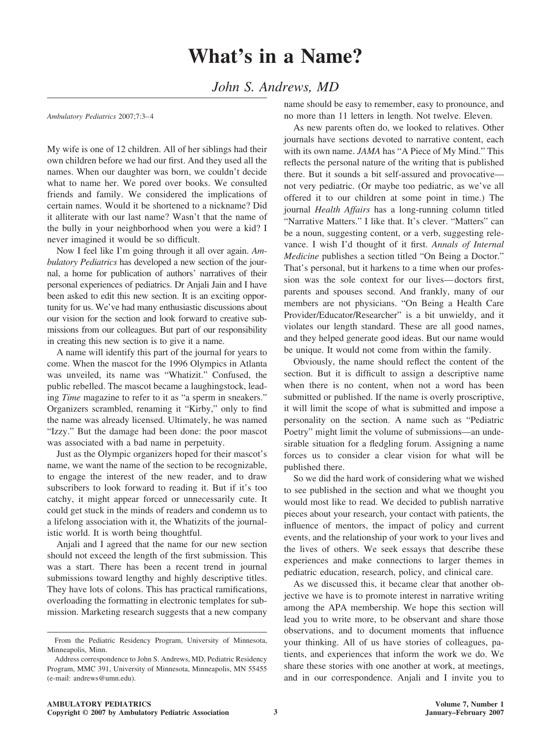# What's in a Name?

*John S. Andrews, MD*

*Ambulatory Pediatrics* 2007;7:3–4

My wife is one of 12 children. All of her siblings had their own children before we had our first. And they used all the names. When our daughter was born, we couldn't decide what to name her. We pored over books. We consulted friends and family. We considered the implications of certain names. Would it be shortened to a nickname? Did it alliterate with our last name? Wasn't that the name of the bully in your neighborhood when you were a kid? I never imagined it would be so difficult.

Now I feel like I'm going through it all over again. *Ambulatory Pediatrics* has developed a new section of the journal, a home for publication of authors' narratives of their personal experiences of pediatrics. Dr Anjali Jain and I have been asked to edit this new section. It is an exciting opportunity for us. We've had many enthusiastic discussions about our vision for the section and look forward to creative submissions from our colleagues. But part of our responsibility in creating this new section is to give it a name.

A name will identify this part of the journal for years to come. When the mascot for the 1996 Olympics in Atlanta was unveiled, its name was "Whatizit." Confused, the public rebelled. The mascot became a laughingstock, leading *Time* magazine to refer to it as "a sperm in sneakers." Organizers scrambled, renaming it "Kirby," only to find the name was already licensed. Ultimately, he was named "Izzy." But the damage had been done: the poor mascot was associated with a bad name in perpetuity.

Just as the Olympic organizers hoped for their mascot's name, we want the name of the section to be recognizable, to engage the interest of the new reader, and to draw subscribers to look forward to reading it. But if it's too catchy, it might appear forced or unnecessarily cute. It could get stuck in the minds of readers and condemn us to a lifelong association with it, the Whatizits of the journalistic world. It is worth being thoughtful.

Anjali and I agreed that the name for our new section should not exceed the length of the first submission. This was a start. There has been a recent trend in journal submissions toward lengthy and highly descriptive titles. They have lots of colons. This has practical ramifications, overloading the formatting in electronic templates for submission. Marketing research suggests that a new company name should be easy to remember, easy to pronounce, and no more than 11 letters in length. Not twelve. Eleven.

As new parents often do, we looked to relatives. Other journals have sections devoted to narrative content, each with its own name. *JAMA* has "A Piece of My Mind." This reflects the personal nature of the writing that is published there. But it sounds a bit self-assured and provocative—not very pediatric. (Or maybe too pediatric, as we've all offered it to our children at some point in time.) The journal *Health Affairs* has a long-running column titled "Narrative Matters." I like that. It's clever. "Matters" can be a noun, suggesting content, or a verb, suggesting relevance. I wish I'd thought of it first. *Annals of Internal Medicine* publishes a section titled "On Being a Doctor." That's personal, but it harkens to a time when our profession was the sole context for our lives—doctors first, parents and spouses second. And frankly, many of our members are not physicians. "On Being a Health Care Provider/Educator/Researcher" is a bit unwieldy, and it violates our length standard. These are all good names, and they helped generate good ideas. But our name would be unique. It would not come from within the family.

Obviously, the name should reflect the content of the section. But it is difficult to assign a descriptive name when there is no content, when not a word has been submitted or published. If the name is overly proscriptive, it will limit the scope of what is submitted and impose a personality on the section. A name such as "Pediatric Poetry" might limit the volume of submissions—an undesirable situation for a fledgling forum. Assigning a name forces us to consider a clear vision for what will be published there.

So we did the hard work of considering what we wished to see published in the section and what we thought you would most like to read. We decided to publish narrative pieces about your research, your contact with patients, the influence of mentors, the impact of policy and current events, and the relationship of your work to your lives and the lives of others. We seek essays that describe these experiences and make connections to larger themes in pediatric education, research, policy, and clinical care.

As we discussed this, it became clear that another objective we have is to promote interest in narrative writing among the APA membership. We hope this section will lead you to write more, to be observant and share those observations, and to document moments that influence your thinking. All of us have stories of colleagues, patients, and experiences that inform the work we do. We share these stories with one another at work, at meetings, and in our correspondence. Anjali and I invite you to

---

From the Pediatric Residency Program, University of Minnesota, Minneapolis, Minn.

Address correspondence to John S. Andrews, MD, Pediatric Residency Program, MMC 391, University of Minnesota, Minneapolis, MN 55455 (e-mail: andrews@umn.edu).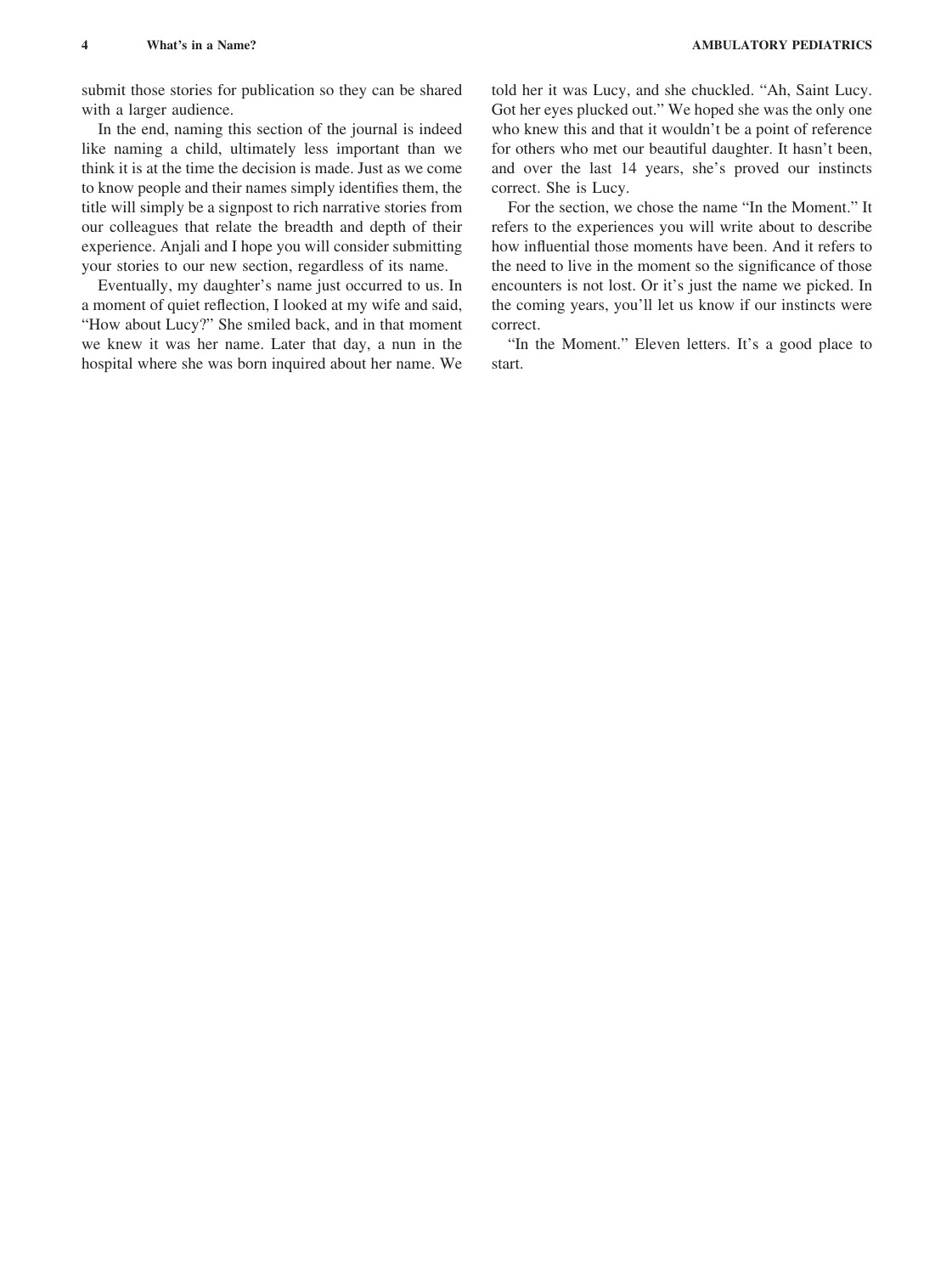submit those stories for publication so they can be shared with a larger audience.

In the end, naming this section of the journal is indeed like naming a child, ultimately less important than we think it is at the time the decision is made. Just as we come to know people and their names simply identifies them, the title will simply be a signpost to rich narrative stories from our colleagues that relate the breadth and depth of their experience. Anjali and I hope you will consider submitting your stories to our new section, regardless of its name.

Eventually, my daughter's name just occurred to us. In a moment of quiet reflection, I looked at my wife and said, "How about Lucy?" She smiled back, and in that moment we knew it was her name. Later that day, a nun in the hospital where she was born inquired about her name. We told her it was Lucy, and she chuckled. "Ah, Saint Lucy. Got her eyes plucked out." We hoped she was the only one who knew this and that it wouldn't be a point of reference for others who met our beautiful daughter. It hasn't been, and over the last 14 years, she's proved our instincts correct. She is Lucy.

For the section, we chose the name "In the Moment." It refers to the experiences you will write about to describe how influential those moments have been. And it refers to the need to live in the moment so the significance of those encounters is not lost. Or it's just the name we picked. In the coming years, you'll let us know if our instincts were correct.

"In the Moment." Eleven letters. It's a good place to start.